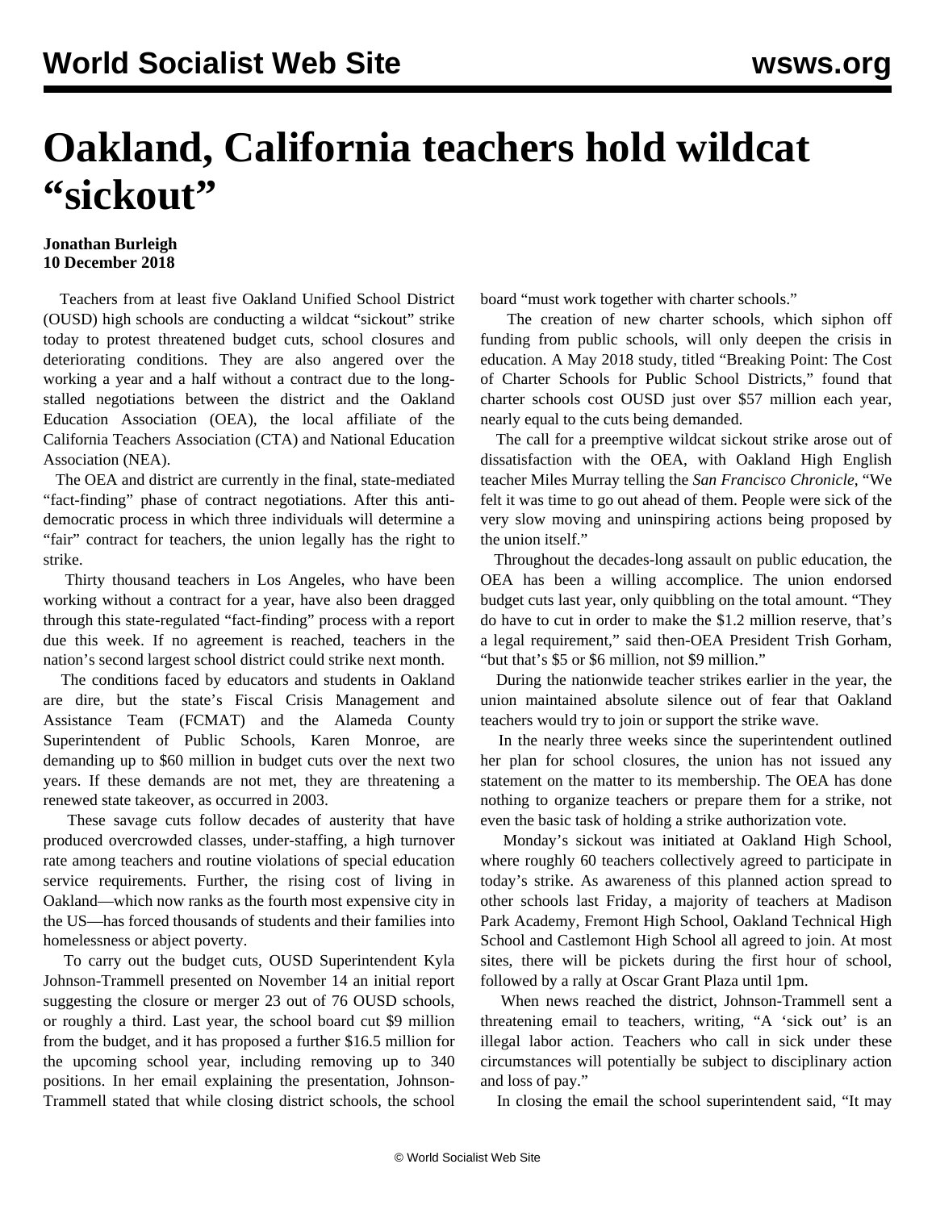# Oakland, California teachers hold wildcat "sickout"

**Jonathan Burleigh**
**10 December 2018**

Teachers from at least five Oakland Unified School District (OUSD) high schools are conducting a wildcat "sickout" strike today to protest threatened budget cuts, school closures and deteriorating conditions. They are also angered over the working a year and a half without a contract due to the long-stalled negotiations between the district and the Oakland Education Association (OEA), the local affiliate of the California Teachers Association (CTA) and National Education Association (NEA).

The OEA and district are currently in the final, state-mediated "fact-finding" phase of contract negotiations. After this anti-democratic process in which three individuals will determine a "fair" contract for teachers, the union legally has the right to strike.

Thirty thousand teachers in Los Angeles, who have been working without a contract for a year, have also been dragged through this state-regulated "fact-finding" process with a report due this week. If no agreement is reached, teachers in the nation's second largest school district could strike next month.

The conditions faced by educators and students in Oakland are dire, but the state's Fiscal Crisis Management and Assistance Team (FCMAT) and the Alameda County Superintendent of Public Schools, Karen Monroe, are demanding up to $60 million in budget cuts over the next two years. If these demands are not met, they are threatening a renewed state takeover, as occurred in 2003.

These savage cuts follow decades of austerity that have produced overcrowded classes, under-staffing, a high turnover rate among teachers and routine violations of special education service requirements. Further, the rising cost of living in Oakland—which now ranks as the fourth most expensive city in the US—has forced thousands of students and their families into homelessness or abject poverty.

To carry out the budget cuts, OUSD Superintendent Kyla Johnson-Trammell presented on November 14 an initial report suggesting the closure or merger 23 out of 76 OUSD schools, or roughly a third. Last year, the school board cut $9 million from the budget, and it has proposed a further $16.5 million for the upcoming school year, including removing up to 340 positions. In her email explaining the presentation, Johnson-Trammell stated that while closing district schools, the school board "must work together with charter schools."

The creation of new charter schools, which siphon off funding from public schools, will only deepen the crisis in education. A May 2018 study, titled "Breaking Point: The Cost of Charter Schools for Public School Districts," found that charter schools cost OUSD just over $57 million each year, nearly equal to the cuts being demanded.

The call for a preemptive wildcat sickout strike arose out of dissatisfaction with the OEA, with Oakland High English teacher Miles Murray telling the *San Francisco Chronicle*, "We felt it was time to go out ahead of them. People were sick of the very slow moving and uninspiring actions being proposed by the union itself."

Throughout the decades-long assault on public education, the OEA has been a willing accomplice. The union endorsed budget cuts last year, only quibbling on the total amount. "They do have to cut in order to make the $1.2 million reserve, that's a legal requirement," said then-OEA President Trish Gorham, "but that's $5 or $6 million, not $9 million."

During the nationwide teacher strikes earlier in the year, the union maintained absolute silence out of fear that Oakland teachers would try to join or support the strike wave.

In the nearly three weeks since the superintendent outlined her plan for school closures, the union has not issued any statement on the matter to its membership. The OEA has done nothing to organize teachers or prepare them for a strike, not even the basic task of holding a strike authorization vote.

Monday's sickout was initiated at Oakland High School, where roughly 60 teachers collectively agreed to participate in today's strike. As awareness of this planned action spread to other schools last Friday, a majority of teachers at Madison Park Academy, Fremont High School, Oakland Technical High School and Castlemont High School all agreed to join. At most sites, there will be pickets during the first hour of school, followed by a rally at Oscar Grant Plaza until 1pm.

When news reached the district, Johnson-Trammell sent a threatening email to teachers, writing, "A 'sick out' is an illegal labor action. Teachers who call in sick under these circumstances will potentially be subject to disciplinary action and loss of pay."

In closing the email the school superintendent said, "It may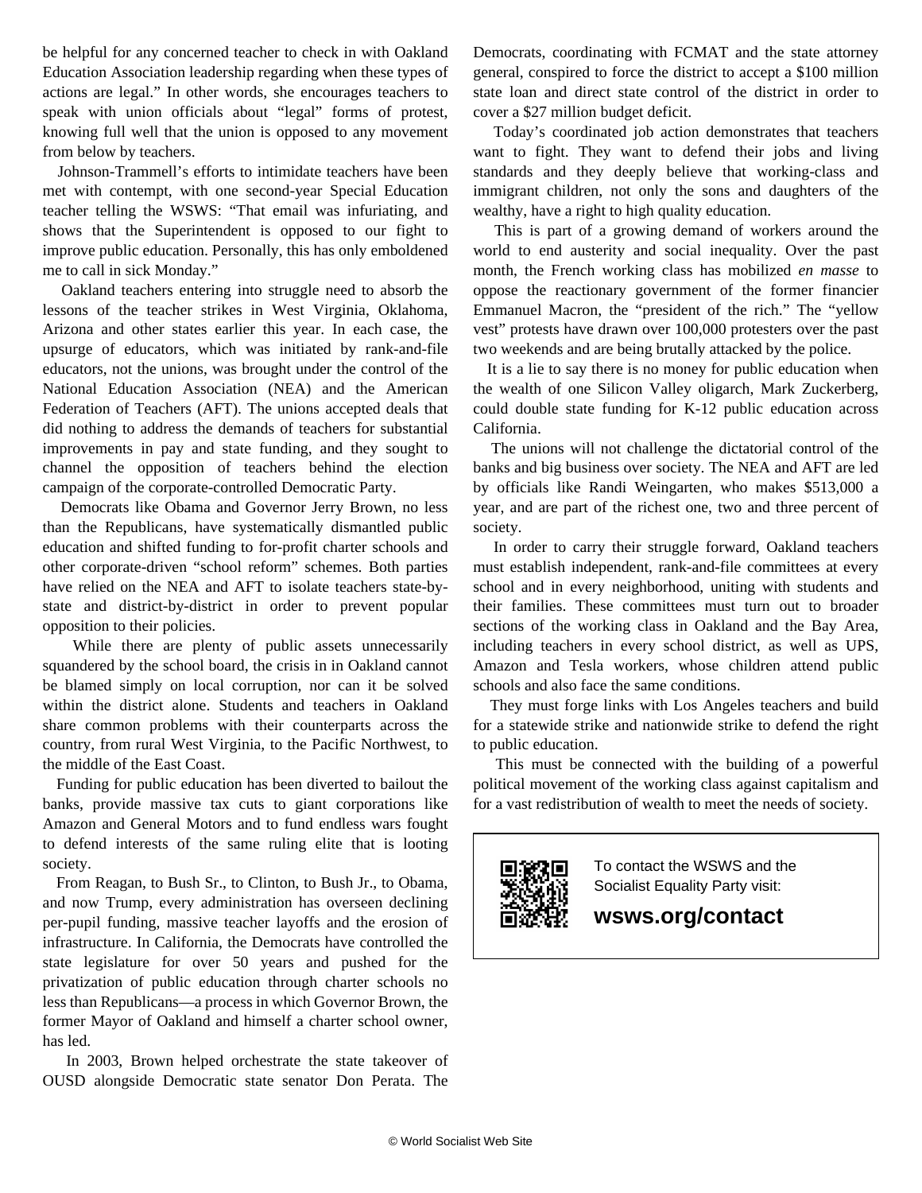be helpful for any concerned teacher to check in with Oakland Education Association leadership regarding when these types of actions are legal." In other words, she encourages teachers to speak with union officials about "legal" forms of protest, knowing full well that the union is opposed to any movement from below by teachers.

Johnson-Trammell's efforts to intimidate teachers have been met with contempt, with one second-year Special Education teacher telling the WSWS: "That email was infuriating, and shows that the Superintendent is opposed to our fight to improve public education. Personally, this has only emboldened me to call in sick Monday."

Oakland teachers entering into struggle need to absorb the lessons of the teacher strikes in West Virginia, Oklahoma, Arizona and other states earlier this year. In each case, the upsurge of educators, which was initiated by rank-and-file educators, not the unions, was brought under the control of the National Education Association (NEA) and the American Federation of Teachers (AFT). The unions accepted deals that did nothing to address the demands of teachers for substantial improvements in pay and state funding, and they sought to channel the opposition of teachers behind the election campaign of the corporate-controlled Democratic Party.

Democrats like Obama and Governor Jerry Brown, no less than the Republicans, have systematically dismantled public education and shifted funding to for-profit charter schools and other corporate-driven "school reform" schemes. Both parties have relied on the NEA and AFT to isolate teachers state-by-state and district-by-district in order to prevent popular opposition to their policies.

While there are plenty of public assets unnecessarily squandered by the school board, the crisis in in Oakland cannot be blamed simply on local corruption, nor can it be solved within the district alone. Students and teachers in Oakland share common problems with their counterparts across the country, from rural West Virginia, to the Pacific Northwest, to the middle of the East Coast.

Funding for public education has been diverted to bailout the banks, provide massive tax cuts to giant corporations like Amazon and General Motors and to fund endless wars fought to defend interests of the same ruling elite that is looting society.

From Reagan, to Bush Sr., to Clinton, to Bush Jr., to Obama, and now Trump, every administration has overseen declining per-pupil funding, massive teacher layoffs and the erosion of infrastructure. In California, the Democrats have controlled the state legislature for over 50 years and pushed for the privatization of public education through charter schools no less than Republicans—a process in which Governor Brown, the former Mayor of Oakland and himself a charter school owner, has led.

In 2003, Brown helped orchestrate the state takeover of OUSD alongside Democratic state senator Don Perata. The Democrats, coordinating with FCMAT and the state attorney general, conspired to force the district to accept a $100 million state loan and direct state control of the district in order to cover a $27 million budget deficit.

Today's coordinated job action demonstrates that teachers want to fight. They want to defend their jobs and living standards and they deeply believe that working-class and immigrant children, not only the sons and daughters of the wealthy, have a right to high quality education.

This is part of a growing demand of workers around the world to end austerity and social inequality. Over the past month, the French working class has mobilized *en masse* to oppose the reactionary government of the former financier Emmanuel Macron, the "president of the rich." The "yellow vest" protests have drawn over 100,000 protesters over the past two weekends and are being brutally attacked by the police.

It is a lie to say there is no money for public education when the wealth of one Silicon Valley oligarch, Mark Zuckerberg, could double state funding for K-12 public education across California.

The unions will not challenge the dictatorial control of the banks and big business over society. The NEA and AFT are led by officials like Randi Weingarten, who makes $513,000 a year, and are part of the richest one, two and three percent of society.

In order to carry their struggle forward, Oakland teachers must establish independent, rank-and-file committees at every school and in every neighborhood, uniting with students and their families. These committees must turn out to broader sections of the working class in Oakland and the Bay Area, including teachers in every school district, as well as UPS, Amazon and Tesla workers, whose children attend public schools and also face the same conditions.

They must forge links with Los Angeles teachers and build for a statewide strike and nationwide strike to defend the right to public education.

This must be connected with the building of a powerful political movement of the working class against capitalism and for a vast redistribution of wealth to meet the needs of society.

To contact the WSWS and the Socialist Equality Party visit:

**wsws.org/contact**